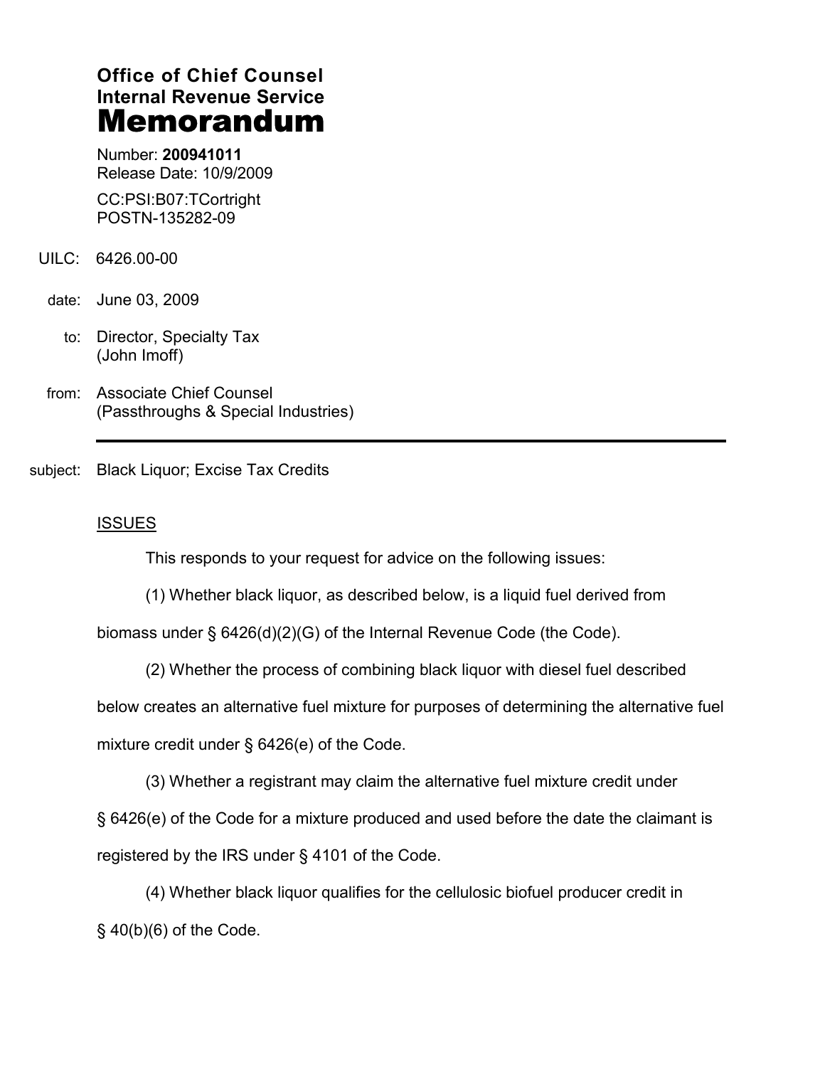# Office of Chief Counsel
# Internal Revenue Service
# Memorandum

Number: **200941011**
Release Date: 10/9/2009

CC:PSI:B07:TCortright
POSTN-135282-09

UILC: 6426.00-00

date: June 03, 2009

to: Director, Specialty Tax
(John Imoff)

from: Associate Chief Counsel
(Passthroughs & Special Industries)

---

subject: Black Liquor; Excise Tax Credits

## ISSUES

This responds to your request for advice on the following issues:

(1) Whether black liquor, as described below, is a liquid fuel derived from biomass under § 6426(d)(2)(G) of the Internal Revenue Code (the Code).

(2) Whether the process of combining black liquor with diesel fuel described below creates an alternative fuel mixture for purposes of determining the alternative fuel mixture credit under § 6426(e) of the Code.

(3) Whether a registrant may claim the alternative fuel mixture credit under § 6426(e) of the Code for a mixture produced and used before the date the claimant is registered by the IRS under § 4101 of the Code.

(4) Whether black liquor qualifies for the cellulosic biofuel producer credit in § 40(b)(6) of the Code.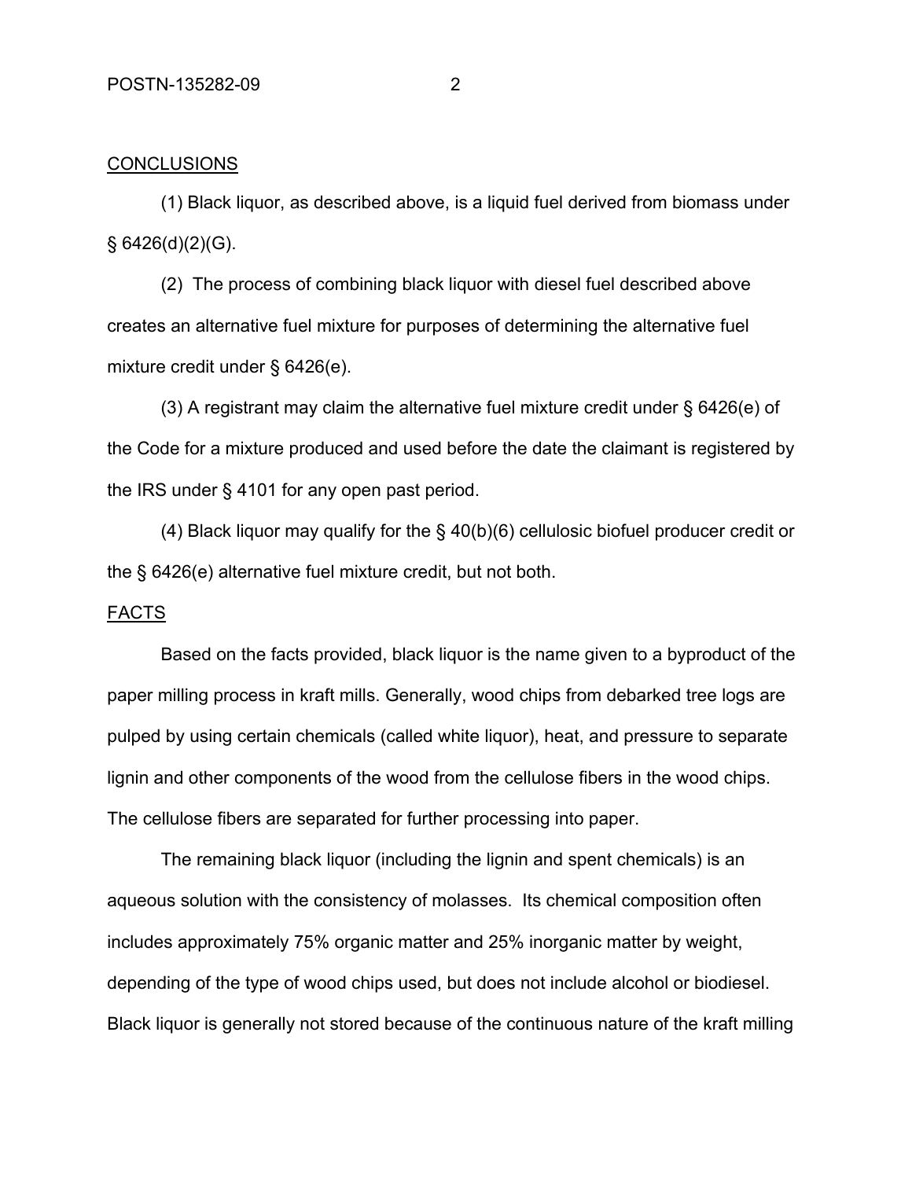CONCLUSIONS

(1) Black liquor, as described above, is a liquid fuel derived from biomass under § 6426(d)(2)(G).

(2) The process of combining black liquor with diesel fuel described above creates an alternative fuel mixture for purposes of determining the alternative fuel mixture credit under § 6426(e).

(3) A registrant may claim the alternative fuel mixture credit under § 6426(e) of the Code for a mixture produced and used before the date the claimant is registered by the IRS under § 4101 for any open past period.

(4) Black liquor may qualify for the § 40(b)(6) cellulosic biofuel producer credit or the § 6426(e) alternative fuel mixture credit, but not both.

FACTS

Based on the facts provided, black liquor is the name given to a byproduct of the paper milling process in kraft mills. Generally, wood chips from debarked tree logs are pulped by using certain chemicals (called white liquor), heat, and pressure to separate lignin and other components of the wood from the cellulose fibers in the wood chips. The cellulose fibers are separated for further processing into paper.

The remaining black liquor (including the lignin and spent chemicals) is an aqueous solution with the consistency of molasses. Its chemical composition often includes approximately 75% organic matter and 25% inorganic matter by weight, depending of the type of wood chips used, but does not include alcohol or biodiesel. Black liquor is generally not stored because of the continuous nature of the kraft milling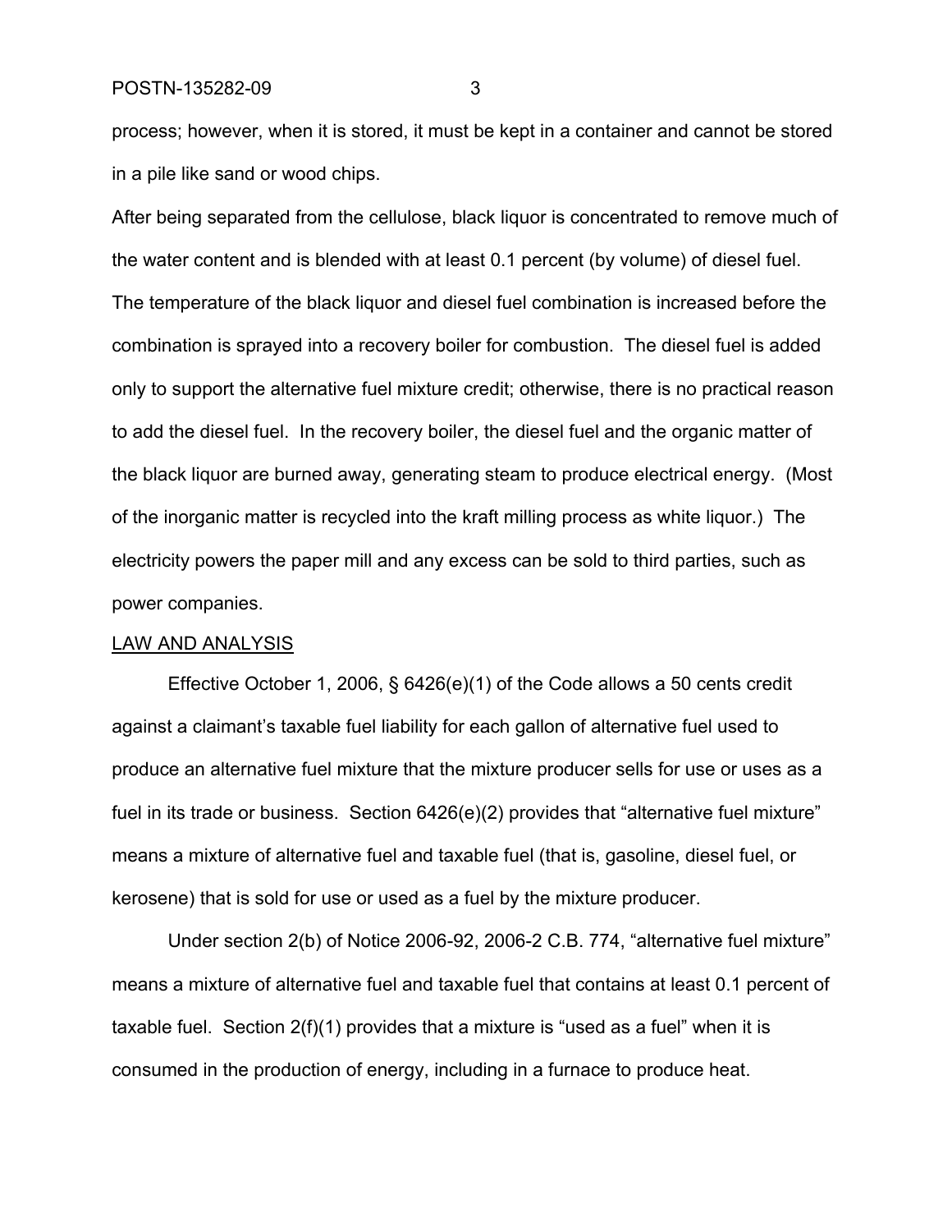process; however, when it is stored, it must be kept in a container and cannot be stored in a pile like sand or wood chips.

After being separated from the cellulose, black liquor is concentrated to remove much of the water content and is blended with at least 0.1 percent (by volume) of diesel fuel. The temperature of the black liquor and diesel fuel combination is increased before the combination is sprayed into a recovery boiler for combustion. The diesel fuel is added only to support the alternative fuel mixture credit; otherwise, there is no practical reason to add the diesel fuel. In the recovery boiler, the diesel fuel and the organic matter of the black liquor are burned away, generating steam to produce electrical energy. (Most of the inorganic matter is recycled into the kraft milling process as white liquor.) The electricity powers the paper mill and any excess can be sold to third parties, such as power companies.

LAW AND ANALYSIS

Effective October 1, 2006, § 6426(e)(1) of the Code allows a 50 cents credit against a claimant's taxable fuel liability for each gallon of alternative fuel used to produce an alternative fuel mixture that the mixture producer sells for use or uses as a fuel in its trade or business. Section 6426(e)(2) provides that "alternative fuel mixture" means a mixture of alternative fuel and taxable fuel (that is, gasoline, diesel fuel, or kerosene) that is sold for use or used as a fuel by the mixture producer.

Under section 2(b) of Notice 2006-92, 2006-2 C.B. 774, "alternative fuel mixture" means a mixture of alternative fuel and taxable fuel that contains at least 0.1 percent of taxable fuel. Section 2(f)(1) provides that a mixture is "used as a fuel" when it is consumed in the production of energy, including in a furnace to produce heat.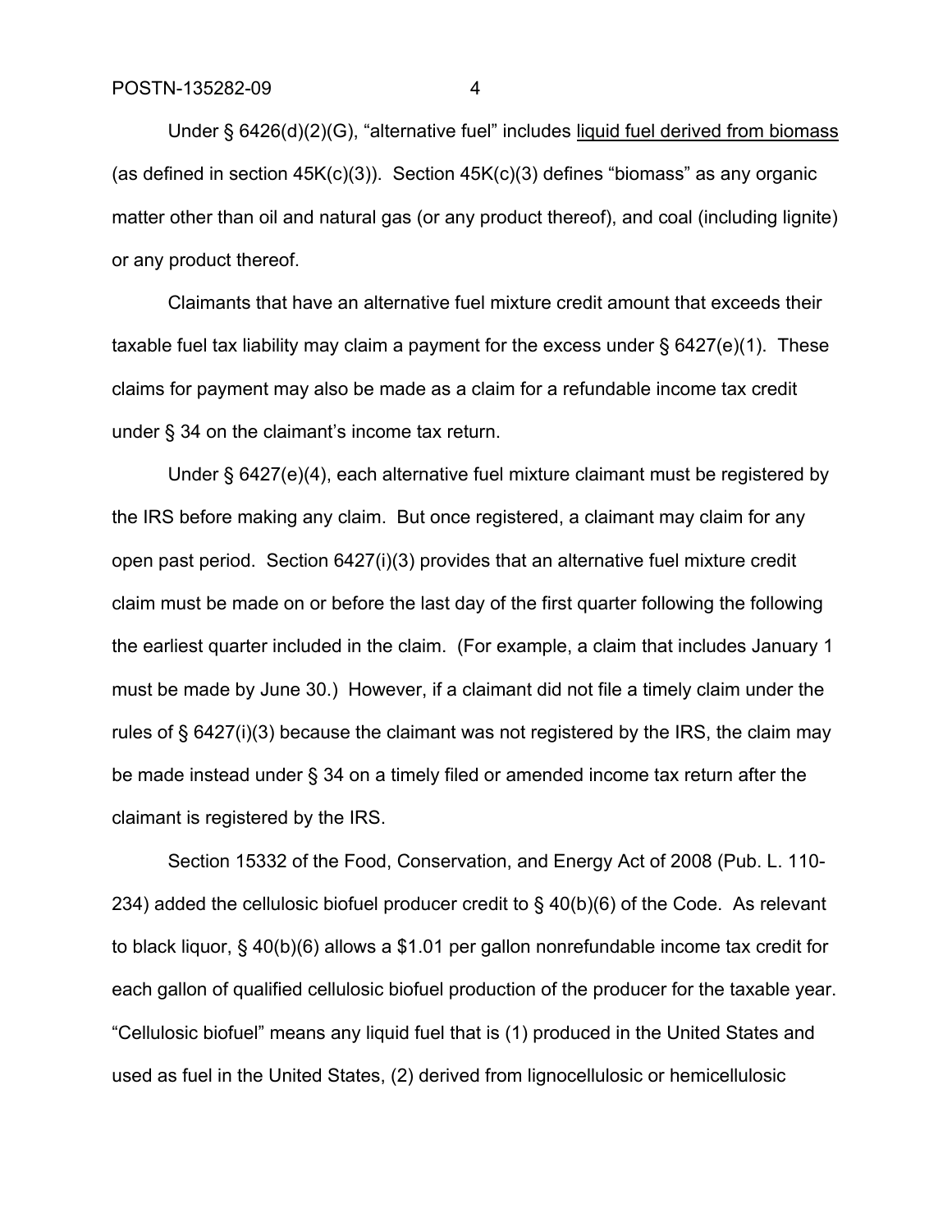Under § 6426(d)(2)(G), "alternative fuel" includes <u>liquid fuel derived from biomass</u> (as defined in section 45K(c)(3)). Section 45K(c)(3) defines "biomass" as any organic matter other than oil and natural gas (or any product thereof), and coal (including lignite) or any product thereof.

Claimants that have an alternative fuel mixture credit amount that exceeds their taxable fuel tax liability may claim a payment for the excess under § 6427(e)(1). These claims for payment may also be made as a claim for a refundable income tax credit under § 34 on the claimant's income tax return.

Under § 6427(e)(4), each alternative fuel mixture claimant must be registered by the IRS before making any claim. But once registered, a claimant may claim for any open past period. Section 6427(i)(3) provides that an alternative fuel mixture credit claim must be made on or before the last day of the first quarter following the following the earliest quarter included in the claim. (For example, a claim that includes January 1 must be made by June 30.) However, if a claimant did not file a timely claim under the rules of § 6427(i)(3) because the claimant was not registered by the IRS, the claim may be made instead under § 34 on a timely filed or amended income tax return after the claimant is registered by the IRS.

Section 15332 of the Food, Conservation, and Energy Act of 2008 (Pub. L. 110-234) added the cellulosic biofuel producer credit to § 40(b)(6) of the Code. As relevant to black liquor, § 40(b)(6) allows a $1.01 per gallon nonrefundable income tax credit for each gallon of qualified cellulosic biofuel production of the producer for the taxable year. "Cellulosic biofuel" means any liquid fuel that is (1) produced in the United States and used as fuel in the United States, (2) derived from lignocellulosic or hemicellulosic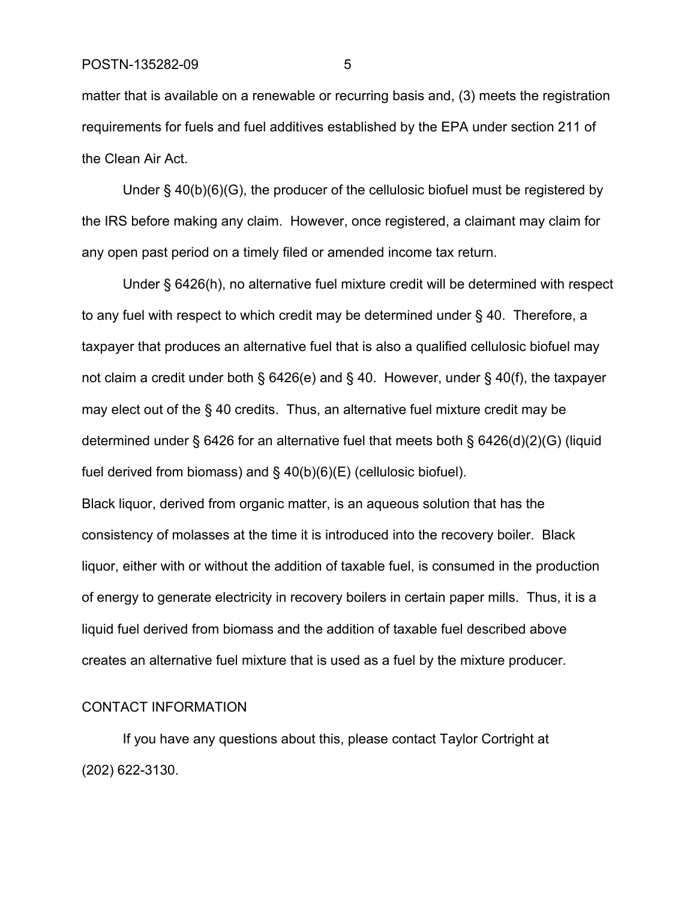matter that is available on a renewable or recurring basis and, (3) meets the registration requirements for fuels and fuel additives established by the EPA under section 211 of the Clean Air Act.

Under § 40(b)(6)(G), the producer of the cellulosic biofuel must be registered by the IRS before making any claim. However, once registered, a claimant may claim for any open past period on a timely filed or amended income tax return.

Under § 6426(h), no alternative fuel mixture credit will be determined with respect to any fuel with respect to which credit may be determined under § 40. Therefore, a taxpayer that produces an alternative fuel that is also a qualified cellulosic biofuel may not claim a credit under both § 6426(e) and § 40. However, under § 40(f), the taxpayer may elect out of the § 40 credits. Thus, an alternative fuel mixture credit may be determined under § 6426 for an alternative fuel that meets both § 6426(d)(2)(G) (liquid fuel derived from biomass) and § 40(b)(6)(E) (cellulosic biofuel).

Black liquor, derived from organic matter, is an aqueous solution that has the consistency of molasses at the time it is introduced into the recovery boiler. Black liquor, either with or without the addition of taxable fuel, is consumed in the production of energy to generate electricity in recovery boilers in certain paper mills. Thus, it is a liquid fuel derived from biomass and the addition of taxable fuel described above creates an alternative fuel mixture that is used as a fuel by the mixture producer.

## CONTACT INFORMATION

If you have any questions about this, please contact Taylor Cortright at (202) 622-3130.